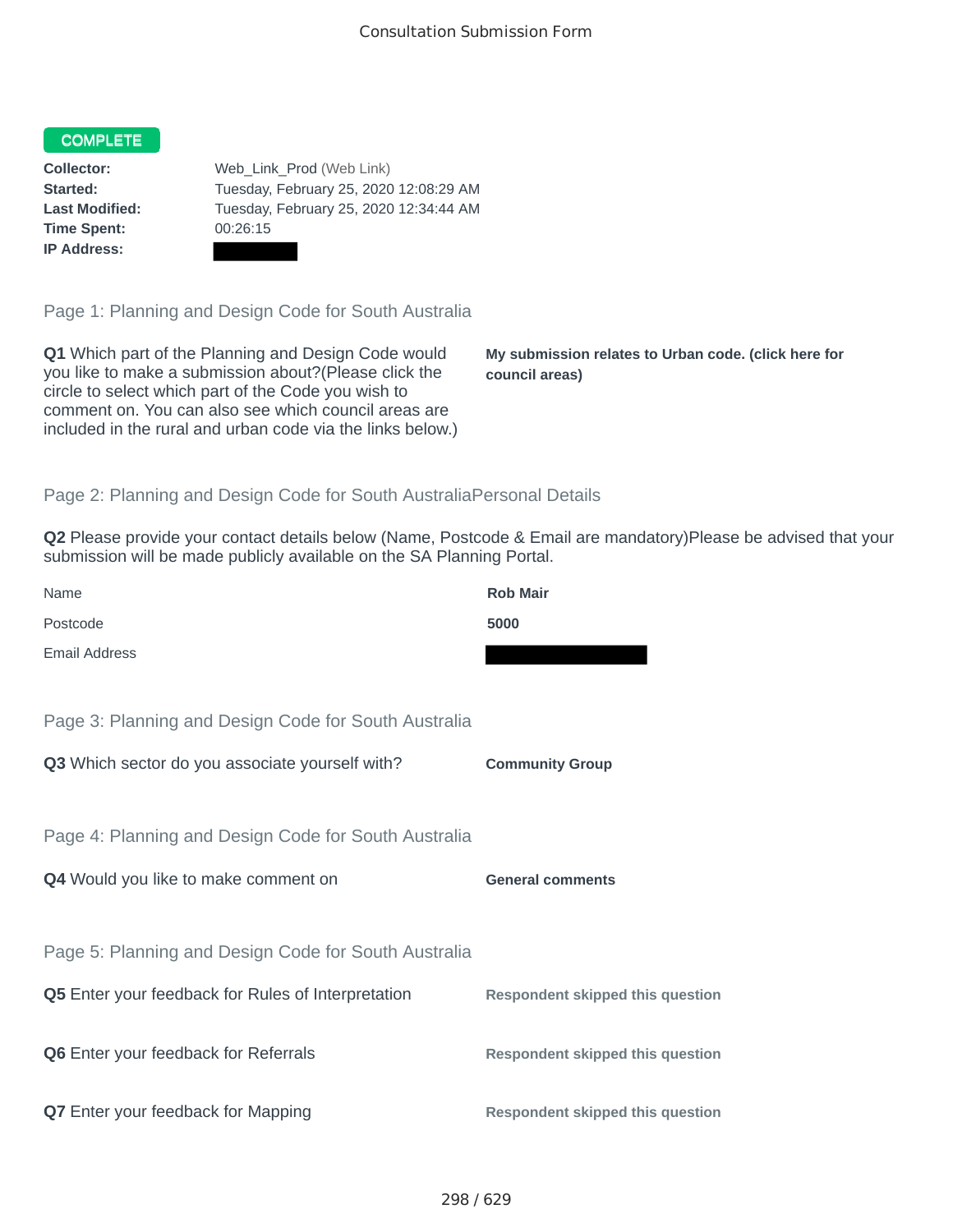Consultation Submission Form

**COMPLETE**

**Collector:** Web_Link_Prod (Web Link)
**Started:** Tuesday, February 25, 2020 12:08:29 AM
**Last Modified:** Tuesday, February 25, 2020 12:34:44 AM
**Time Spent:** 00:26:15
**IP Address:**

## Page 1: Planning and Design Code for South Australia

**Q1** Which part of the Planning and Design Code would you like to make a submission about?(Please click the circle to select which part of the Code you wish to comment on. You can also see which council areas are included in the rural and urban code via the links below.)

**My submission relates to Urban code. (click here for council areas)**

## Page 2: Planning and Design Code for South AustraliaPersonal Details

**Q2** Please provide your contact details below (Name, Postcode & Email are mandatory)Please be advised that your submission will be made publicly available on the SA Planning Portal.

| | |
|---|---|
| Name | **Rob Mair** |
| Postcode | **5000** |
| Email Address | |

## Page 3: Planning and Design Code for South Australia

**Q3** Which sector do you associate yourself with?

**Community Group**

## Page 4: Planning and Design Code for South Australia

**Q4** Would you like to make comment on

**General comments**

## Page 5: Planning and Design Code for South Australia

**Q5** Enter your feedback for Rules of Interpretation

**Respondent skipped this question**

**Q6** Enter your feedback for Referrals

**Respondent skipped this question**

**Q7** Enter your feedback for Mapping

**Respondent skipped this question**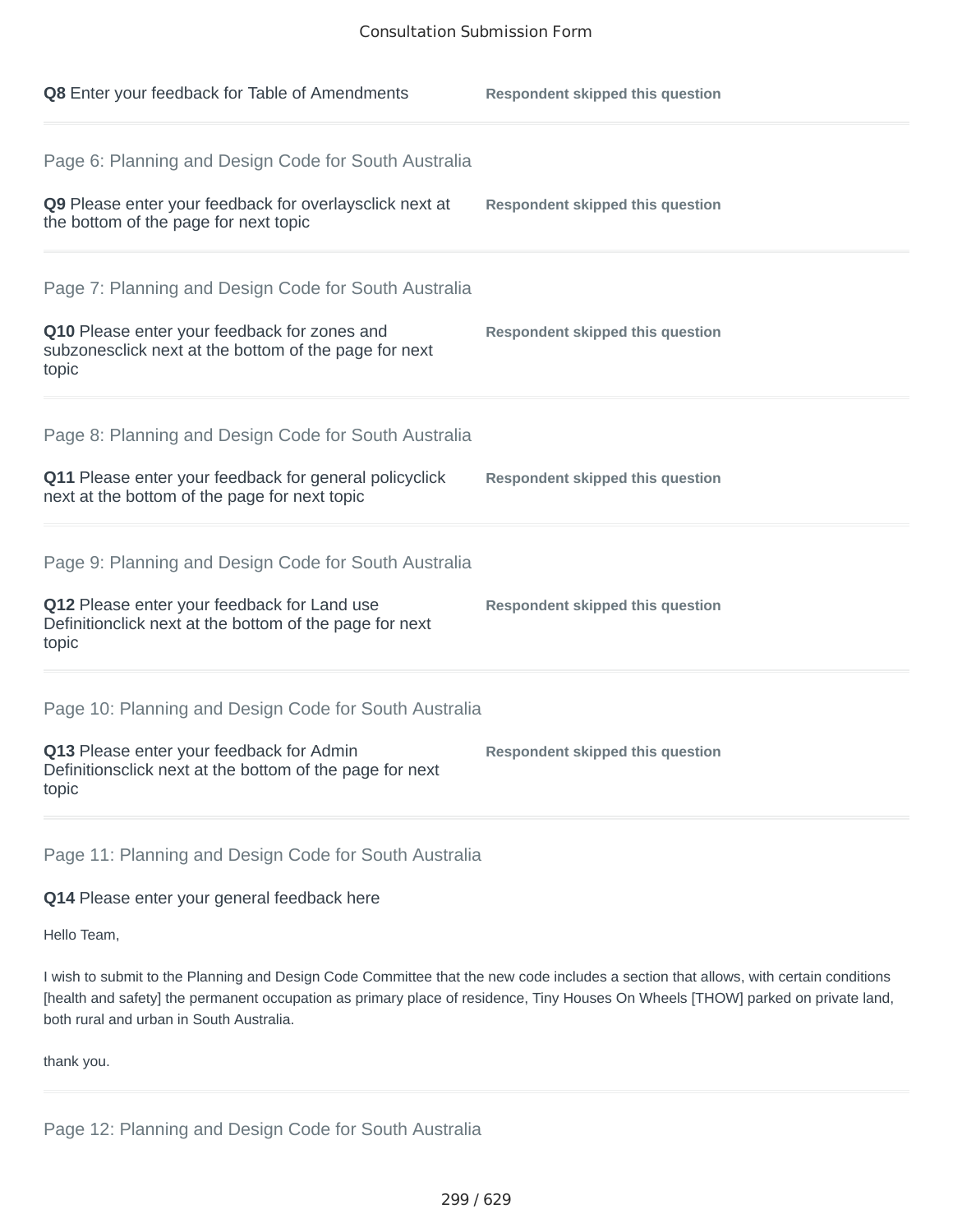**Q8** Enter your feedback for Table of Amendments

Respondent skipped this question

---

Page 6: Planning and Design Code for South Australia

**Q9** Please enter your feedback for overlaysclick next at the bottom of the page for next topic

Respondent skipped this question

---

Page 7: Planning and Design Code for South Australia

**Q10** Please enter your feedback for zones and subzonesclick next at the bottom of the page for next topic

Respondent skipped this question

---

Page 8: Planning and Design Code for South Australia

**Q11** Please enter your feedback for general policyclick next at the bottom of the page for next topic

Respondent skipped this question

---

Page 9: Planning and Design Code for South Australia

**Q12** Please enter your feedback for Land use Definitionclick next at the bottom of the page for next topic

Respondent skipped this question

---

Page 10: Planning and Design Code for South Australia

**Q13** Please enter your feedback for Admin Definitionsclick next at the bottom of the page for next topic

Respondent skipped this question

---

Page 11: Planning and Design Code for South Australia

**Q14** Please enter your general feedback here

Hello Team,

I wish to submit to the Planning and Design Code Committee that the new code includes a section that allows, with certain conditions [health and safety] the permanent occupation as primary place of residence, Tiny Houses On Wheels [THOW] parked on private land, both rural and urban in South Australia.

thank you.

---

Page 12: Planning and Design Code for South Australia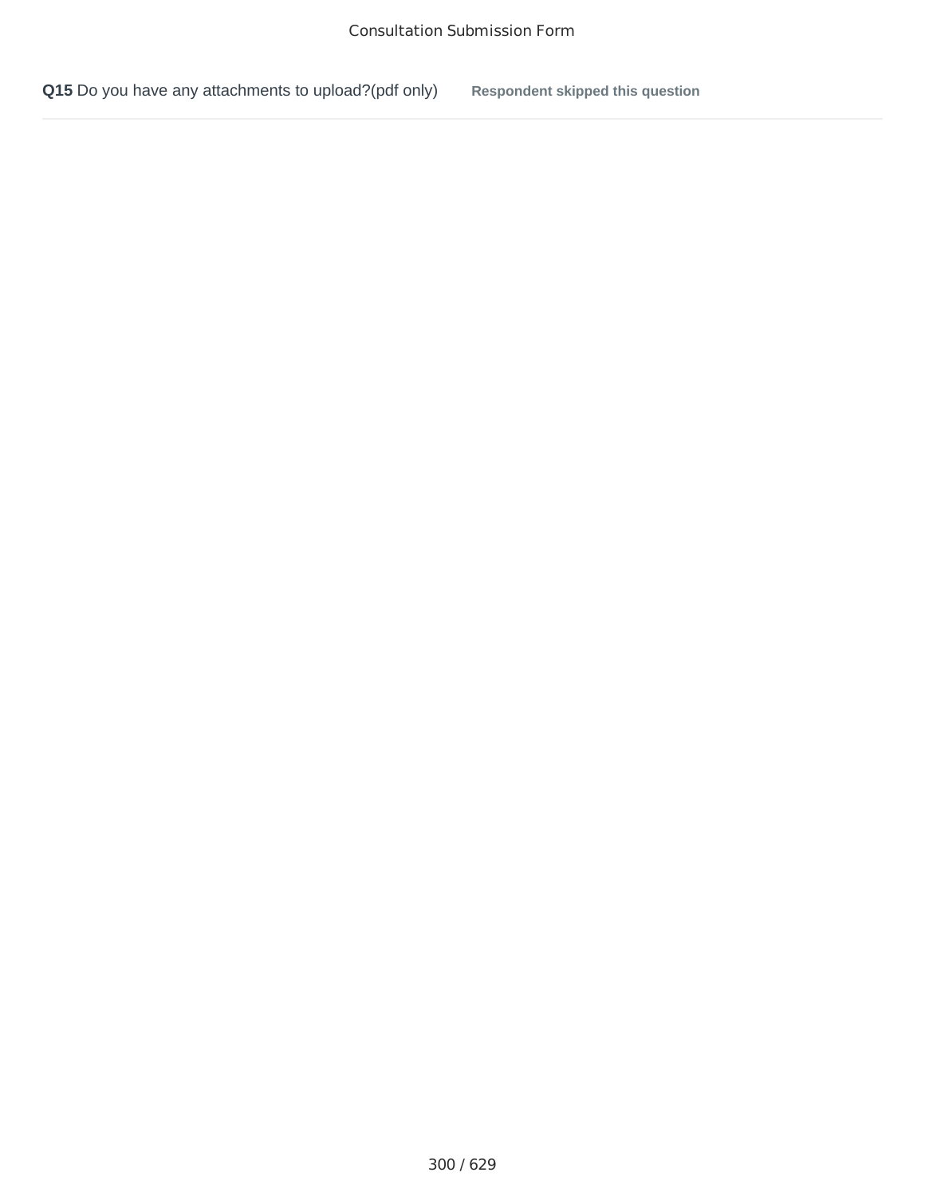**Q15** Do you have any attachments to upload?(pdf only) **Respondent skipped this question**